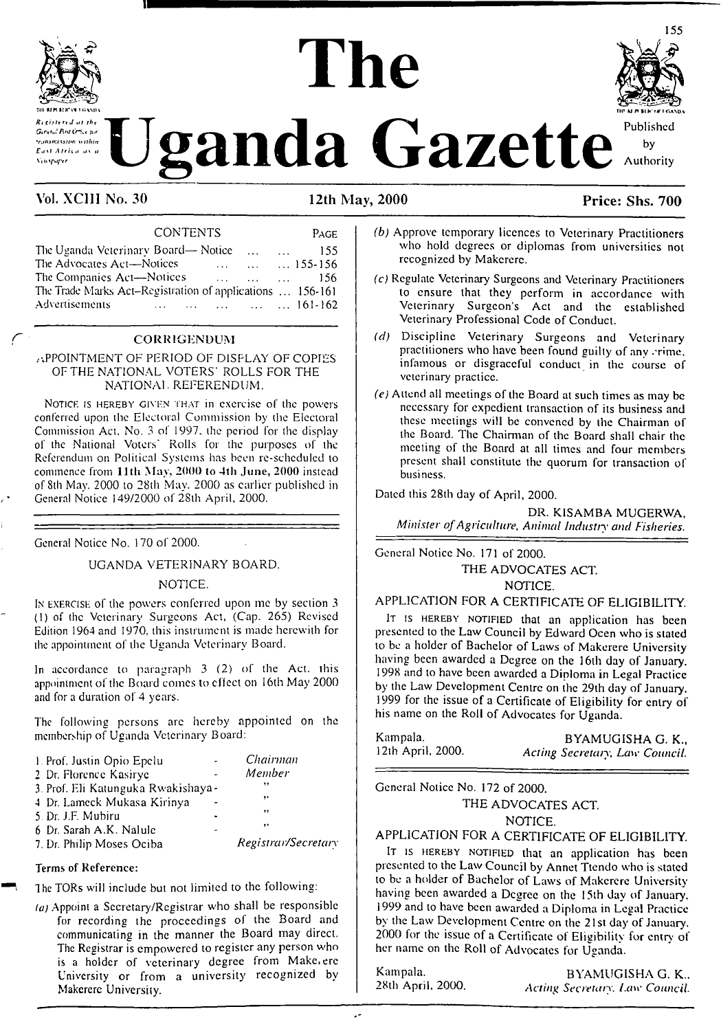# The Uganda Gazette

Registered at the General Post Office for transmission within East Africa as a Newspaper

Published by Authority

**Vol. XCIII No. 30** | **12th May, 2000** | **Price: Shs. 700**

| CONTENTS | PAGE |
|---|---|
| The Uganda Veterinary Board— Notice ... ... | 155 |
| The Advocates Act—Notices ... ... ... | 155-156 |
| The Companies Act—Notices ... ... ... | 156 |
| The Trade Marks Act—Registration of applications ... | 156-161 |
| Advertisements ... ... ... ... ... | 161-162 |

## CORRIGENDUM

### APPOINTMENT OF PERIOD OF DISPLAY OF COPIES OF THE NATIONAL VOTERS' ROLLS FOR THE NATIONAL REFERENDUM.

NOTICE IS HEREBY GIVEN THAT in exercise of the powers conferred upon the Electoral Commission by the Electoral Commission Act, No. 3 of 1997, the period for the display of the National Voters' Rolls for the purposes of the Referendum on Political Systems has been re-scheduled to commence from **11th May, 2000 to 4th June, 2000** instead of 8th May, 2000 to 28th May, 2000 as earlier published in General Notice 149/2000 of 28th April, 2000.

---

General Notice No. 170 of 2000.

## UGANDA VETERINARY BOARD.

### NOTICE.

IN EXERCISE of the powers conferred upon me by section 3 (1) of the Veterinary Surgeons Act, (Cap. 265) Revised Edition 1964 and 1970, this instrument is made herewith for the appointment of the Uganda Veterinary Board.

In accordance to paragraph 3 (2) of the Act, this appointment of the Board comes to effect on 16th May 2000 and for a duration of 4 years.

The following persons are hereby appointed on the membership of Uganda Veterinary Board:

| | |
|---|---|
| 1. Prof. Justin Opio Epelu - | *Chairman* |
| 2. Dr. Florence Kasirye - | *Member* |
| 3. Prof. Eli Katunguka Rwakishaya - | " |
| 4. Dr. Lameck Mukasa Kirinya - | " |
| 5. Dr. J.F. Mubiru - | " |
| 6. Dr. Sarah A.K. Nalule - | " |
| 7. Dr. Philip Moses Ociba | *Registrar/Secretary* |

**Terms of Reference:**

The TORs will include but not limited to the following:

*(a)* Appoint a Secretary/Registrar who shall be responsible for recording the proceedings of the Board and communicating in the manner the Board may direct. The Registrar is empowered to register any person who is a holder of veterinary degree from Makerere University or from a university recognized by Makerere University.

*(b)* Approve temporary licences to Veterinary Practitioners who hold degrees or diplomas from universities not recognized by Makerere.

*(c)* Regulate Veterinary Surgeons and Veterinary Practitioners to ensure that they perform in accordance with Veterinary Surgeon's Act and the established Veterinary Professional Code of Conduct.

*(d)* Discipline Veterinary Surgeons and Veterinary practitioners who have been found guilty of any crime, infamous or disgraceful conduct in the course of veterinary practice.

*(e)* Attend all meetings of the Board at such times as may be necessary for expedient transaction of its business and these meetings will be convened by the Chairman of the Board. The Chairman of the Board shall chair the meeting of the Board at all times and four members present shall constitute the quorum for transaction of business.

Dated this 28th day of April, 2000.

DR. KISAMBA MUGERWA,
*Minister of Agriculture, Animal Industry and Fisheries.*

---

General Notice No. 171 of 2000.

## THE ADVOCATES ACT.

### NOTICE.

### APPLICATION FOR A CERTIFICATE OF ELIGIBILITY.

IT IS HEREBY NOTIFIED that an application has been presented to the Law Council by Edward Ocen who is stated to be a holder of Bachelor of Laws of Makerere University having been awarded a Degree on the 16th day of January, 1998 and to have been awarded a Diploma in Legal Practice by the Law Development Centre on the 29th day of January, 1999 for the issue of a Certificate of Eligibility for entry of his name on the Roll of Advocates for Uganda.

Kampala,
12th April, 2000.

BYAMUGISHA G. K.,
*Acting Secretary, Law Council.*

---

General Notice No. 172 of 2000.

## THE ADVOCATES ACT.

### NOTICE.

### APPLICATION FOR A CERTIFICATE OF ELIGIBILITY.

IT IS HEREBY NOTIFIED that an application has been presented to the Law Council by Annet Ttendo who is stated to be a holder of Bachelor of Laws of Makerere University having been awarded a Degree on the 15th day of January, 1999 and to have been awarded a Diploma in Legal Practice by the Law Development Centre on the 21st day of January, 2000 for the issue of a Certificate of Eligibility for entry of her name on the Roll of Advocates for Uganda.

Kampala,
28th April, 2000.

BYAMUGISHA G. K.,
*Acting Secretary, Law Council.*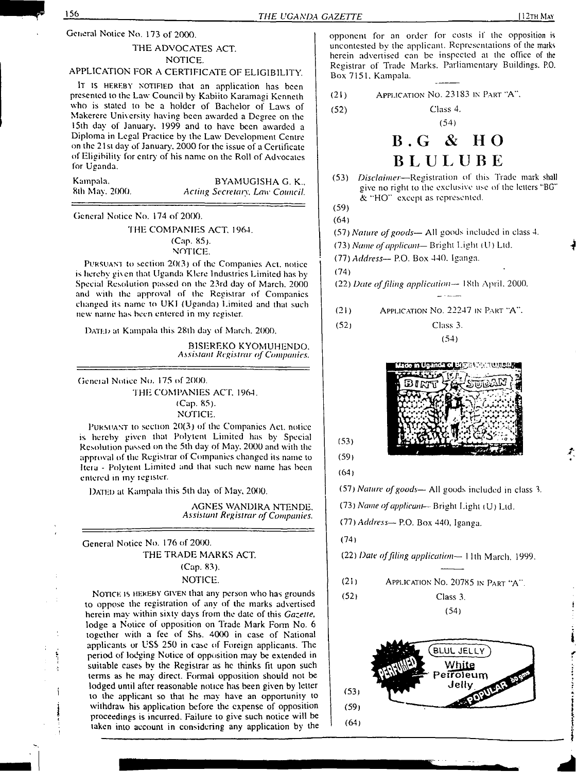General Notice No. 173 of 2000.

THE ADVOCATES ACT.

NOTICE.

APPLICATION FOR A CERTIFICATE OF ELIGIBILITY.

It is hereby notified that an application has been presented to the Law Council by Kabiito Karamagi Kenneth who is stated to be a holder of Bachelor of Laws of Makerere University having been awarded a Degree on the 15th day of January, 1999 and to have been awarded a Diploma in Legal Practice by the Law Development Centre on the 21st day of January, 2000 for the issue of a Certificate of Eligibility for entry of his name on the Roll of Advocates for Uganda.

Kampala,
8th May, 2000.

BYAMUGISHA G. K.,
*Acting Secretary, Law Council.*

---

General Notice No. 174 of 2000.

THE COMPANIES ACT, 1964.
(Cap. 85).
NOTICE.

Pursuant to section 20(3) of the Companies Act, notice is hereby given that Uganda Klere Industries Limited has by Special Resolution passed on the 23rd day of March, 2000 and with the approval of the Registrar of Companies changed its name to UKI (Uganda) Limited and that such new name has been entered in my register.

Dated at Kampala this 28th day of March, 2000.

BISEREKO KYOMUHENDO,
*Assistant Registrar of Companies.*

---

General Notice No. 175 of 2000.

THE COMPANIES ACT, 1964.
(Cap. 85).
NOTICE.

Pursuant to section 20(3) of the Companies Act, notice is hereby given that Polytent Limited has by Special Resolution passed on the 5th day of May, 2000 and with the approval of the Registrar of Companies changed its name to Itera - Polytent Limited and that such new name has been entered in my register.

Dated at Kampala this 5th day of May, 2000.

AGNES WANDIRA NTENDE,
*Assistant Registrar of Companies.*

---

General Notice No. 176 of 2000.

THE TRADE MARKS ACT.
(Cap. 83).
NOTICE.

Notice is hereby given that any person who has grounds to oppose the registration of any of the marks advertised herein may within sixty days from the date of this *Gazette*, lodge a Notice of opposition on Trade Mark Form No. 6 together with a fee of Shs. 4000 in case of National applicants or US$ 250 in case of Foreign applicants. The period of lodging Notice of opposition may be extended in suitable cases by the Registrar as he thinks fit upon such terms as he may direct. Formal opposition should not be lodged until after reasonable notice has been given by letter to the applicant so that he may have an opportunity to withdraw his application before the expense of opposition proceedings is incurred. Failure to give such notice will be taken into account in considering any application by the opponent for an order for costs if the opposition is uncontested by the applicant. Representations of the marks herein advertised can be inspected at the office of the Registrar of Trade Marks, Parliamentary Buildings, P.O. Box 7151, Kampala.

---

(21) Application No. 23183 in Part "A".

(52) Class 4.

(54)

**B.G & HO**
**BLULUBE**

(53) *Disclaimer*—Registration of this Trade mark shall give no right to the exclusive use of the letters "BG" & "HO" except as represented.

(59)

(64)

(57) *Nature of goods*— All goods included in class 4.

(73) *Name of applicant*— Bright Light (U) Ltd.

(77) *Address*— P.O. Box 440, Iganga.

(74)

(22) *Date of filing application*— 18th April, 2000.

---

(21) Application No. 22247 in Part "A".

(52) Class 3.

(54)

(53)

(59)

(64)

(57) *Nature of goods*— All goods included in class 3.

(73) *Name of applicant*— Bright Light (U) Ltd.

(77) *Address*— P.O. Box 440, Iganga.

(74)

(22) *Date of filing application*— 11th March, 1999.

---

(21) Application No. 20785 in Part "A".

(52) Class 3.

(54)

(53)

(59)

(64)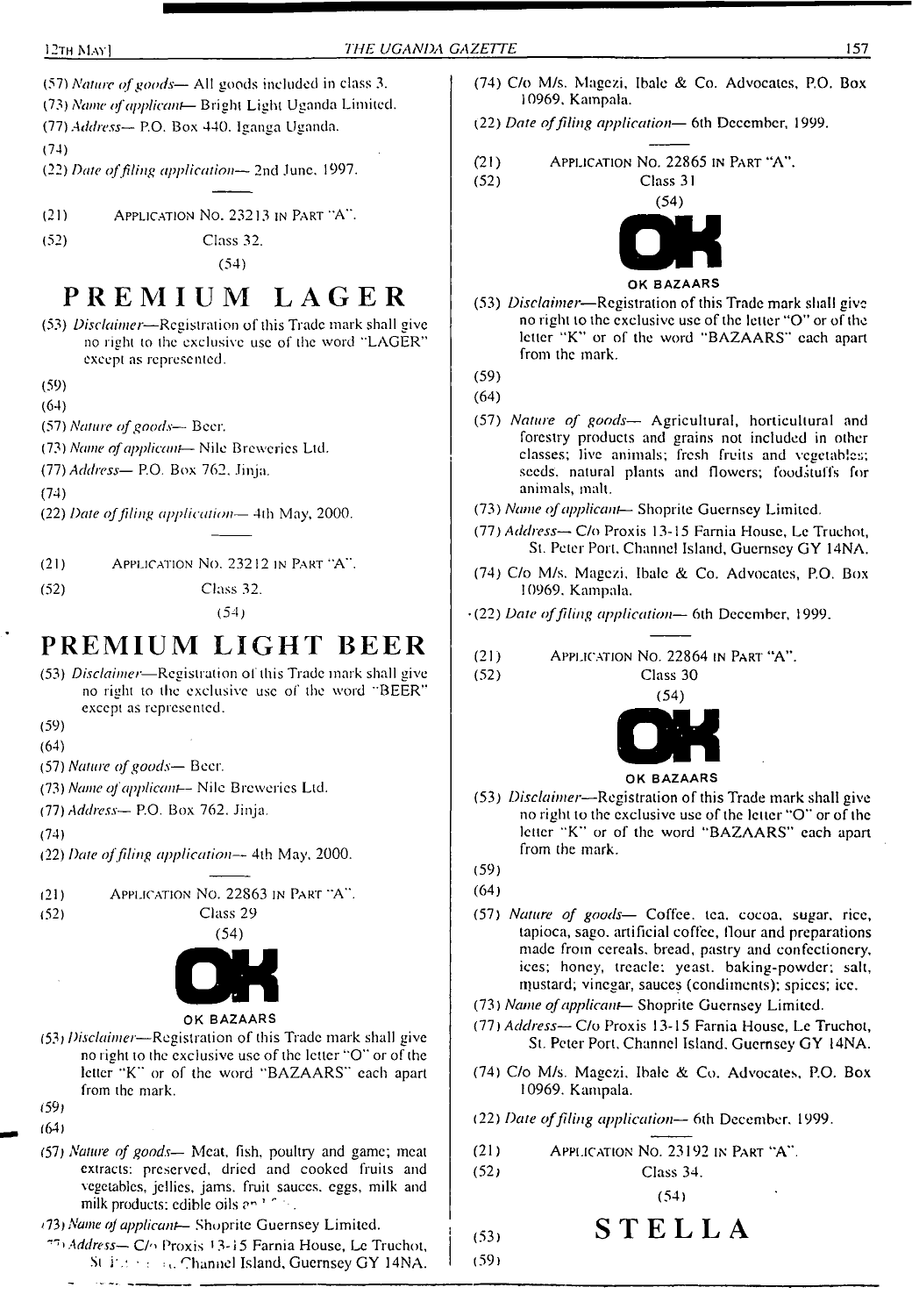(57) *Nature of goods*— All goods included in class 3.

(73) *Name of applicant*— Bright Light Uganda Limited.

(77) *Address*— P.O. Box 440. Iganga Uganda.

(74)

(22) *Date of filing application*— 2nd June, 1997.

---

(21) APPLICATION No. 23213 IN PART "A".

(52) Class 32.

(54)

## PREMIUM LAGER

(53) *Disclaimer*—Registration of this Trade mark shall give no right to the exclusive use of the word "LAGER" except as represented.

(59)

(64)

(57) *Nature of goods*— Beer.

(73) *Name of applicant*— Nile Breweries Ltd.

(77) *Address*— P.O. Box 762, Jinja.

(74)

(22) *Date of filing application*— 4th May, 2000.

---

(21) APPLICATION No. 23212 IN PART "A".

(52) Class 32.

(54)

## PREMIUM LIGHT BEER

(53) *Disclaimer*—Registration of this Trade mark shall give no right to the exclusive use of the word "BEER" except as represented.

(59)

(64)

(57) *Nature of goods*— Beer.

(73) *Name of applicant*— Nile Breweries Ltd.

(77) *Address*— P.O. Box 762, Jinja.

(74)

(22) *Date of filing application*— 4th May, 2000.

---

(21) APPLICATION No. 22863 IN PART "A".

(52) Class 29

(54)

**OK**

OK BAZAARS

(53) *Disclaimer*—Registration of this Trade mark shall give no right to the exclusive use of the letter "O" or of the letter "K" or of the word "BAZAARS" each apart from the mark.

(59)

(64)

(57) *Nature of goods*— Meat, fish, poultry and game; meat extracts: preserved, dried and cooked fruits and vegetables, jellies, jams, fruit sauces, eggs, milk and milk products; edible oils a...

(73) *Name of applicant*— Shoprite Guernsey Limited.

(77) *Address*— C/o Proxis 13-15 Farnia House, Le Truchot, St. P... Channel Island, Guernsey GY 14NA.

(74) C/o M/s. Magezi, Ibale & Co. Advocates, P.O. Box 10969, Kampala.

(22) *Date of filing application*— 6th December, 1999.

---

(21) APPLICATION No. 22865 IN PART "A".

(52) Class 31

(54)

**OK**

OK BAZAARS

(53) *Disclaimer*—Registration of this Trade mark shall give no right to the exclusive use of the letter "O" or of the letter "K" or of the word "BAZAARS" each apart from the mark.

(59)

(64)

(57) *Nature of goods*— Agricultural, horticultural and forestry products and grains not included in other classes; live animals; fresh fruits and vegetables; seeds. natural plants and flowers; foodstuffs for animals, malt.

(73) *Name of applicant*— Shoprite Guernsey Limited.

(77) *Address*— C/o Proxis 13-15 Farnia House, Le Truchot, St. Peter Port, Channel Island, Guernsey GY 14NA.

(74) C/o M/s. Magezi, Ibale & Co. Advocates, P.O. Box 10969, Kampala.

(22) *Date of filing application*— 6th December, 1999.

---

(21) APPLICATION No. 22864 IN PART "A".

(52) Class 30

(54)

**OK**

OK BAZAARS

(53) *Disclaimer*—Registration of this Trade mark shall give no right to the exclusive use of the letter "O" or of the letter "K" or of the word "BAZAARS" each apart from the mark.

(59)

(64)

(57) *Nature of goods*— Coffee. tea, cocoa, sugar, rice, tapioca, sago, artificial coffee, flour and preparations made from cereals, bread, pastry and confectionery, ices; honey, treacle; yeast. baking-powder; salt, mustard; vinegar, sauces (condiments); spices; ice.

(73) *Name of applicant*— Shoprite Guernsey Limited.

(77) *Address*— C/o Proxis 13-15 Farnia House, Le Truchot, St. Peter Port, Channel Island, Guernsey GY 14NA.

(74) C/o M/s. Magezi, Ibale & Co. Advocates, P.O. Box 10969, Kampala.

(22) *Date of filing application*— 6th December, 1999.

---

(21) APPLICATION No. 23192 IN PART "A".

(52) Class 34.

(54)

## STELLA

(53)

(59)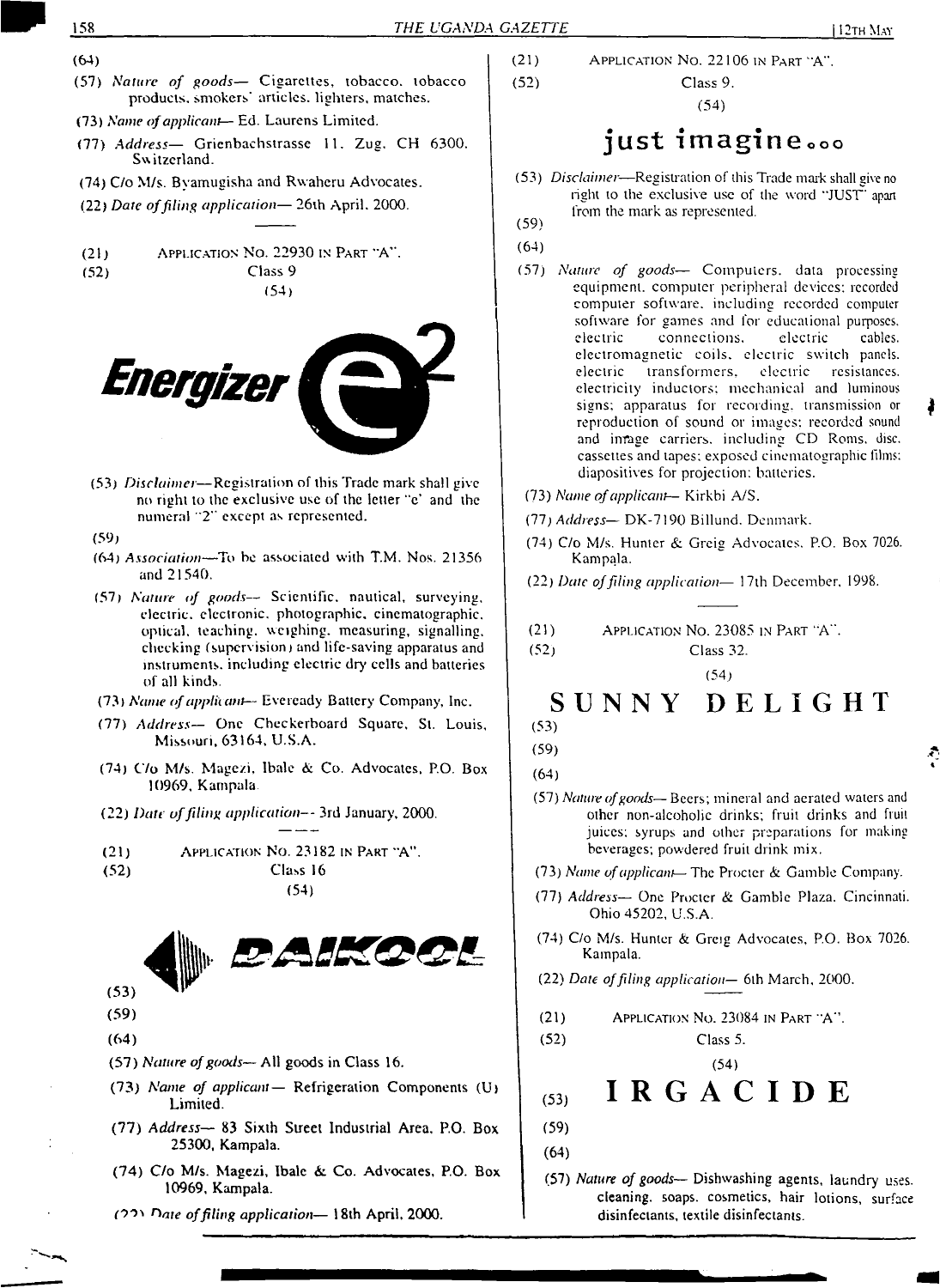(64)

(57) *Nature of goods*— Cigarettes, tobacco, tobacco products, smokers' articles, lighters, matches.

(73) *Name of applicant*— Ed. Laurens Limited.

(77) *Address*— Grienbachstrasse 11, Zug, CH 6300. Switzerland.

(74) C/o M/s. Byamugisha and Rwaheru Advocates.

(22) *Date of filing application*— 26th April, 2000.

---

(21) Application No. 22930 in Part "A".

(52) Class 9

(54)

**Energizer e²**

(53) *Disclaimer*—Registration of this Trade mark shall give no right to the exclusive use of the letter "e" and the numeral "2" except as represented.

(59)

(64) *Association*—To be associated with T.M. Nos. 21356 and 21540.

(57) *Nature of goods*— Scientific, nautical, surveying, electric, electronic, photographic, cinematographic, optical, teaching, weighing, measuring, signalling, checking (supervision) and life-saving apparatus and instruments, including electric dry cells and batteries of all kinds.

(73) *Name of applicant*— Eveready Battery Company, Inc.

(77) *Address*— One Checkerboard Square, St. Louis, Missouri, 63164, U.S.A.

(74) C/o M/s. Magezi, Ibale & Co. Advocates, P.O. Box 10969, Kampala.

(22) *Date of filing application*— 3rd January, 2000.

---

(21) Application No. 23182 in Part "A".

(52) Class 16

(54)

**DAIKOOL**

(53)

(59)

(64)

(57) *Nature of goods*— All goods in Class 16.

(73) *Name of applicant*— Refrigeration Components (U) Limited.

(77) *Address*— 83 Sixth Street Industrial Area, P.O. Box 25300, Kampala.

(74) C/o M/s. Magezi, Ibale & Co. Advocates, P.O. Box 10969, Kampala.

(22) *Date of filing application*— 18th April, 2000.

---

(21) Application No. 22106 in Part "A".

(52) Class 9.

(54)

**just imagine...**

(53) *Disclaimer*—Registration of this Trade mark shall give no right to the exclusive use of the word "JUST" apart from the mark as represented.

(59)

(64)

(57) *Nature of goods*— Computers, data processing equipment, computer peripheral devices; recorded computer software, including recorded computer software for games and for educational purposes, electric connections, electric cables, electromagnetic coils, electric switch panels, electric transformers, electric resistances, electricity inductors; mechanical and luminous signs; apparatus for recording, transmission or reproduction of sound or images; recorded sound and image carriers, including CD Roms, disc, cassettes and tapes; exposed cinematographic films; diapositives for projection; batteries.

(73) *Name of applicant*— Kirkbi A/S.

(77) *Address*— DK-7190 Billund, Denmark.

(74) C/o M/s. Hunter & Greig Advocates, P.O. Box 7026, Kampala.

(22) *Date of filing application*— 17th December, 1998.

---

(21) Application No. 23085 in Part "A".

(52) Class 32.

(54)

**SUNNY DELIGHT**

(53)

(59)

(64)

(57) *Nature of goods*— Beers; mineral and aerated waters and other non-alcoholic drinks; fruit drinks and fruit juices; syrups and other preparations for making beverages; powdered fruit drink mix.

(73) *Name of applicant*— The Procter & Gamble Company.

(77) *Address*— One Procter & Gamble Plaza, Cincinnati, Ohio 45202, U.S.A.

(74) C/o M/s. Hunter & Greig Advocates, P.O. Box 7026, Kampala.

(22) *Date of filing application*— 6th March, 2000.

---

(21) Application No. 23084 in Part "A".

(52) Class 5.

(54)

**IRGACIDE**

(53)

(59)

(64)

(57) *Nature of goods*— Dishwashing agents, laundry uses, cleaning, soaps, cosmetics, hair lotions, surface disinfectants, textile disinfectants.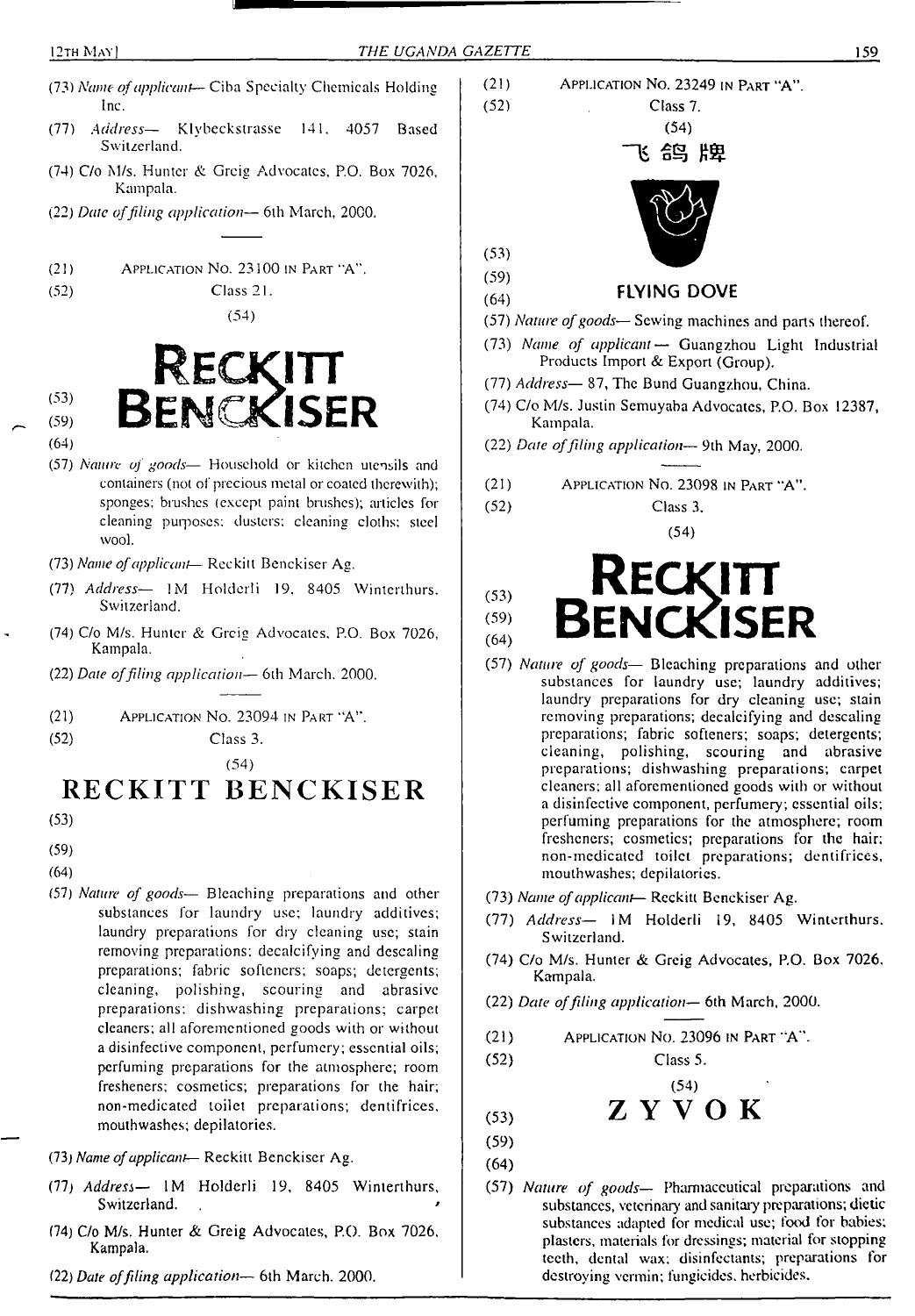(73) *Name of applicant*— Ciba Specialty Chemicals Holding Inc.

(77) *Address*— Klybeckstrasse 141, 4057 Based Switzerland.

(74) C/o M/s. Hunter & Greig Advocates, P.O. Box 7026, Kampala.

(22) *Date of filing application*— 6th March, 2000.

---

(21) APPLICATION NO. 23100 IN PART "A".

(52) Class 21.

(54)

**RECKITT BENCKISER**

(53)

(59)

(64)

(57) *Nature of goods*— Household or kitchen utensils and containers (not of precious metal or coated therewith); sponges; brushes (except paint brushes); articles for cleaning purposes; dusters; cleaning cloths; steel wool.

(73) *Name of applicant*— Reckitt Benckiser Ag.

(77) *Address*— 1M Holderli 19, 8405 Winterthurs, Switzerland.

(74) C/o M/s. Hunter & Greig Advocates, P.O. Box 7026, Kampala.

(22) *Date of filing application*— 6th March, 2000.

---

(21) APPLICATION NO. 23094 IN PART "A".

(52) Class 3.

(54)

**RECKITT BENCKISER**

(53)

(59)

(64)

(57) *Nature of goods*— Bleaching preparations and other substances for laundry use; laundry additives; laundry preparations for dry cleaning use; stain removing preparations; decalcifying and descaling preparations; fabric softeners; soaps; detergents; cleaning, polishing, scouring and abrasive preparations; dishwashing preparations; carpet cleaners; all aforementioned goods with or without a disinfective component, perfumery; essential oils; perfuming preparations for the atmosphere; room fresheners; cosmetics; preparations for the hair; non-medicated toilet preparations; dentifrices, mouthwashes; depilatories.

(73) *Name of applicant*— Reckitt Benckiser Ag.

(77) *Address*— 1M Holderli 19, 8405 Winterthurs, Switzerland.

(74) C/o M/s. Hunter & Greig Advocates, P.O. Box 7026, Kampala.

(22) *Date of filing application*— 6th March, 2000.

---

(21) APPLICATION NO. 23249 IN PART "A".

(52) Class 7.

(54)

飞鸽牌

(53)

(59)

(64) **FLYING DOVE**

(57) *Nature of goods*— Sewing machines and parts thereof.

(73) *Name of applicant*— Guangzhou Light Industrial Products Import & Export (Group).

(77) *Address*— 87, The Bund Guangzhou, China.

(74) C/o M/s. Justin Semuyaba Advocates, P.O. Box 12387, Kampala.

(22) *Date of filing application*— 9th May, 2000.

---

(21) APPLICATION NO. 23098 IN PART "A".

(52) Class 3.

(54)

**RECKITT BENCKISER**

(53)

(59)

(64)

(57) *Nature of goods*— Bleaching preparations and other substances for laundry use; laundry additives; laundry preparations for dry cleaning use; stain removing preparations; decalcifying and descaling preparations; fabric softeners; soaps; detergents; cleaning, polishing, scouring and abrasive preparations; dishwashing preparations; carpet cleaners; all aforementioned goods with or without a disinfective component, perfumery; essential oils; perfuming preparations for the atmosphere; room fresheners; cosmetics; preparations for the hair; non-medicated toilet preparations; dentifrices, mouthwashes; depilatories.

(73) *Name of applicant*— Reckitt Benckiser Ag.

(77) *Address*— 1M Holderli 19, 8405 Winterthurs, Switzerland.

(74) C/o M/s. Hunter & Greig Advocates, P.O. Box 7026, Kampala.

(22) *Date of filing application*— 6th March, 2000.

---

(21) APPLICATION NO. 23096 IN PART "A".

(52) Class 5.

(54)

**ZYVOK**

(53)

(59)

(64)

(57) *Nature of goods*— Pharmaceutical preparations and substances, veterinary and sanitary preparations; dietic substances adapted for medical use; food for babies; plasters, materials for dressings; material for stopping teeth, dental wax; disinfectants; preparations for destroying vermin; fungicides, herbicides.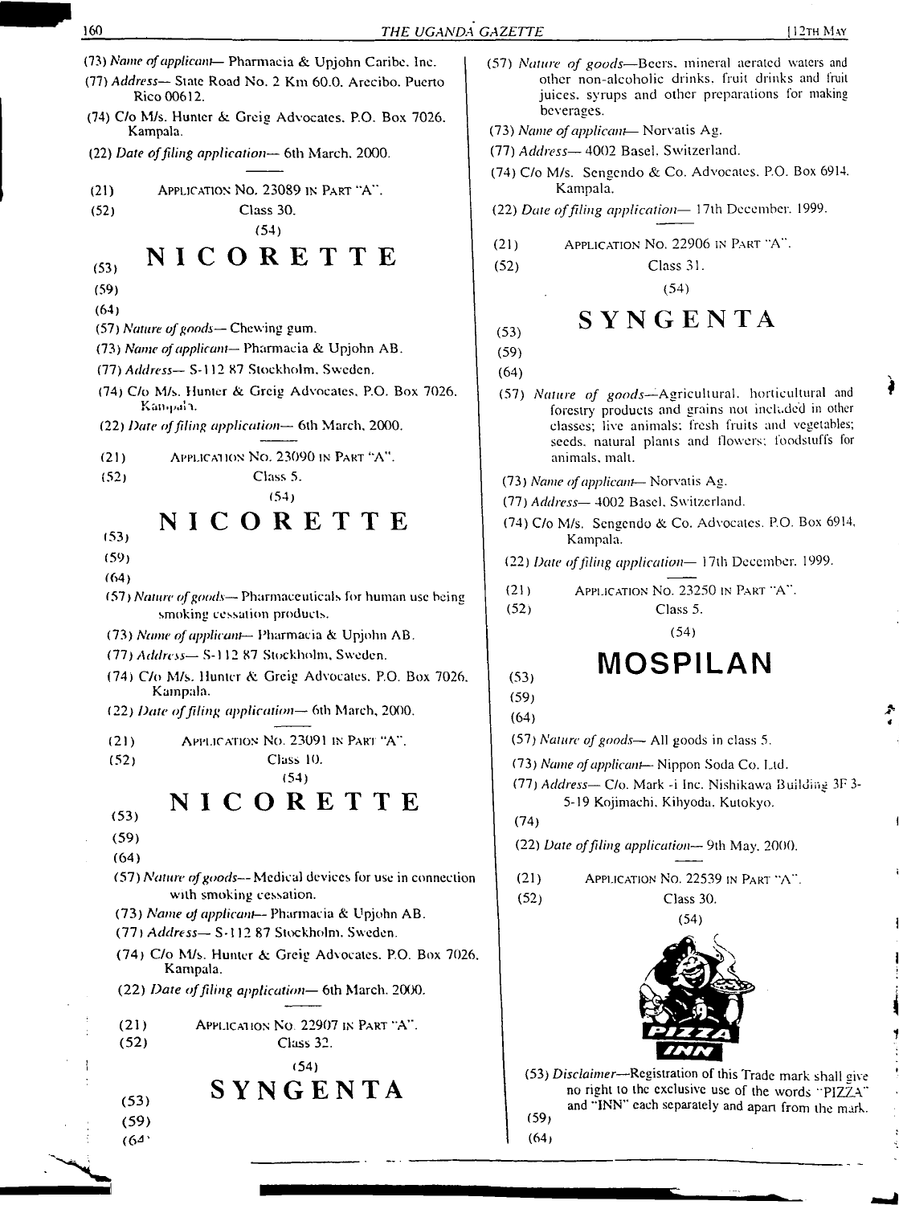(73) *Name of applicant*— Pharmacia & Upjohn Caribe. Inc.

(77) *Address*— State Road No. 2 Km 60.0. Arecibo. Puerto Rico 00612.

(74) C/o M/s. Hunter & Greig Advocates. P.O. Box 7026. Kampala.

(22) *Date of filing application*— 6th March. 2000.

---

(21) APPLICATION No. 23089 IN PART "A".

(52) Class 30.

(54)

(53) **NICORETTE**

(59)

(64)

(57) *Nature of goods*— Chewing gum.

(73) *Name of applicant*— Pharmacia & Upjohn AB.

(77) *Address*— S-112 87 Stockholm. Sweden.

(74) C/o M/s. Hunter & Greig Advocates. P.O. Box 7026. Kampala.

(22) *Date of filing application*— 6th March. 2000.

---

(21) APPLICATION No. 23090 IN PART "A".

(52) Class 5.

(54)

(53) **NICORETTE**

(59)

(64)

(57) *Nature of goods*— Pharmaceuticals for human use being smoking cessation products.

(73) *Name of applicant*— Pharmacia & Upjohn AB.

(77) *Address*— S-112 87 Stockholm. Sweden.

(74) C/o M/s. Hunter & Greig Advocates. P.O. Box 7026. Kampala.

(22) *Date of filing application*— 6th March, 2000.

---

(21) APPLICATION No. 23091 IN PART "A".

(52) Class 10.

(54)

(53) **NICORETTE**

(59)

(64)

(57) *Nature of goods*— Medical devices for use in connection with smoking cessation.

(73) *Name of applicant*— Pharmacia & Upjohn AB.

(77) *Address*— S-112 87 Stockholm. Sweden.

(74) C/o M/s. Hunter & Greig Advocates. P.O. Box 7026. Kampala.

(22) *Date of filing application*— 6th March. 2000.

---

(21) APPLICATION No. 22907 IN PART "A".

(52) Class 32.

(54)

(53) **SYNGENTA**

(59)

(64)

(57) *Nature of goods*—Beers. mineral aerated waters and other non-alcoholic drinks. fruit drinks and fruit juices. syrups and other preparations for making beverages.

(73) *Name of applicant*— Norvatis Ag.

(77) *Address*— 4002 Basel. Switzerland.

(74) C/o M/s. Sengendo & Co. Advocates. P.O. Box 6914. Kampala.

(22) *Date of filing application*— 17th December. 1999.

---

(21) APPLICATION No. 22906 IN PART "A".

(52) Class 31.

(54)

(53) **SYNGENTA**

(59)

(64)

(57) *Nature of goods*—Agricultural. horticultural and forestry products and grains not included in other classes; live animals; fresh fruits and vegetables; seeds. natural plants and flowers; foodstuffs for animals. malt.

(73) *Name of applicant*— Norvatis Ag.

(77) *Address*— 4002 Basel. Switzerland.

(74) C/o M/s. Sengendo & Co. Advocates. P.O. Box 6914. Kampala.

(22) *Date of filing application*— 17th December. 1999.

---

(21) APPLICATION No. 23250 IN PART "A".

(52) Class 5.

(54)

(53) **MOSPILAN**

(59)

(64)

(57) *Nature of goods*— All goods in class 5.

(73) *Name of applicant*— Nippon Soda Co. Ltd.

(77) *Address*— C/o. Mark -i Inc. Nishikawa Building 3F 3-5-19 Kojimachi. Kihyoda. Kutokyo.

(74)

(22) *Date of filing application*— 9th May. 2000.

---

(21) APPLICATION No. 22539 IN PART "A".

(52) Class 30.

(54)

(53) *Disclaimer*—Registration of this Trade mark shall give no right to the exclusive use of the words "PIZZA" and "INN" each separately and apart from the mark.

(59)

(64)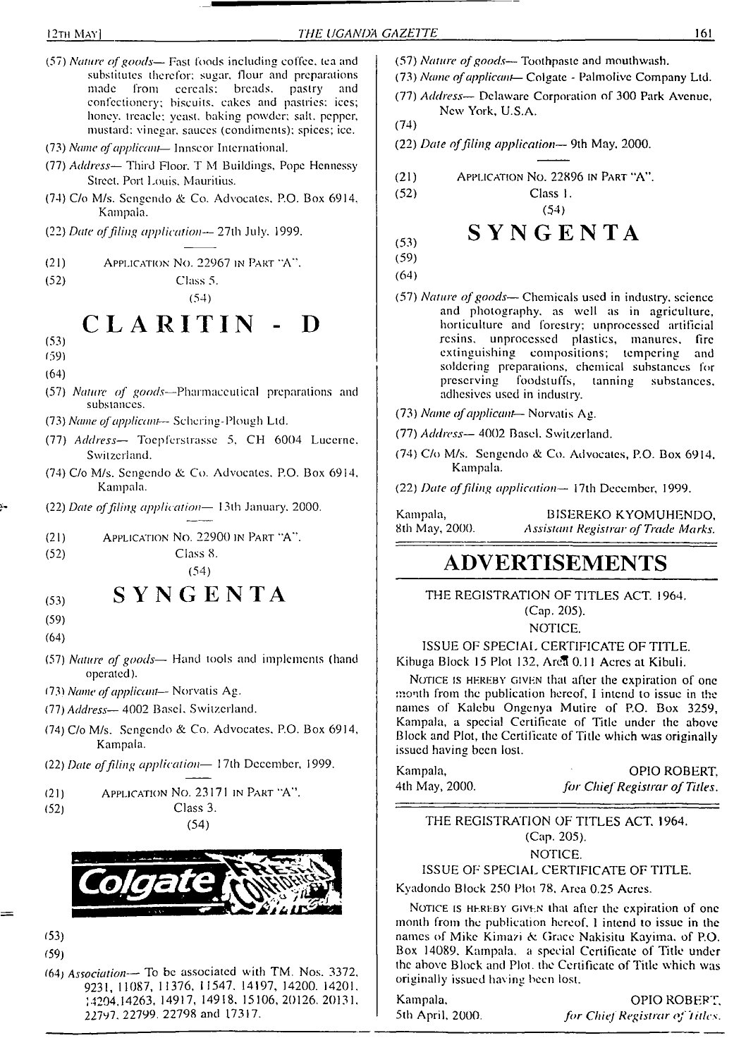(57) *Nature of goods*— Fast foods including coffee, tea and substitutes therefor; sugar, flour and preparations made from cereals; breads, pastry and confectionery; biscuits, cakes and pastries; ices; honey, treacle; yeast, baking powder; salt, pepper, mustard; vinegar, sauces (condiments); spices; ice.

(73) *Name of applicant*— Innscor International.

(77) *Address*— Third Floor, T M Buildings, Pope Hennessy Street, Port Louis, Mauritius.

(74) C/o M/s. Sengendo & Co. Advocates, P.O. Box 6914, Kampala.

(22) *Date of filing application*— 27th July, 1999.

---

(21) Application No. 22967 in Part "A".

(52) Class 5.

(54)

# CLARITIN - D

(53)

(59)

(64)

(57) *Nature of goods*—Pharmaceutical preparations and substances.

(73) *Name of applicant*— Schering-Plough Ltd.

(77) *Address*— Toepferstrasse 5, CH 6004 Lucerne, Switzerland.

(74) C/o M/s. Sengendo & Co. Advocates, P.O. Box 6914, Kampala.

(22) *Date of filing application*— 13th January, 2000.

---

(21) Application No. 22900 in Part "A".

(52) Class 8.

(54)

(53) **SYNGENTA**

(59)

(64)

(57) *Nature of goods*— Hand tools and implements (hand operated).

(73) *Name of applicant*— Norvatis Ag.

(77) *Address*— 4002 Basel, Switzerland.

(74) C/o M/s. Sengendo & Co. Advocates, P.O. Box 6914, Kampala.

(22) *Date of filing application*— 17th December, 1999.

---

(21) Application No. 23171 in Part "A".

(52) Class 3.

(54)

(53)

(59)

(64) *Association*— To be associated with TM. Nos. 3372, 9231, 11087, 11376, 11547, 14197, 14200, 14201, 14204,14263, 14917, 14918, 15106, 20126, 20131, 22797, 22799, 22798 and 17317.

(57) *Nature of goods*— Toothpaste and mouthwash.

(73) *Name of applicant*— Colgate - Palmolive Company Ltd.

(77) *Address*— Delaware Corporation of 300 Park Avenue, New York, U.S.A.

(74)

(22) *Date of filing application*— 9th May, 2000.

---

(21) Application No. 22896 in Part "A".

(52) Class 1.

(54)

(53) **SYNGENTA**

(59)

(64)

(57) *Nature of goods*— Chemicals used in industry, science and photography, as well as in agriculture, horticulture and forestry; unprocessed artificial resins, unprocessed plastics, manures, fire extinguishing compositions; tempering and soldering preparations, chemical substances for preserving foodstuffs, tanning substances, adhesives used in industry.

(73) *Name of applicant*— Norvatis Ag.

(77) *Address*— 4002 Basel, Switzerland.

(74) C/o M/s. Sengendo & Co. Advocates, P.O. Box 6914, Kampala.

(22) *Date of filing application*— 17th December, 1999.

Kampala, 8th May, 2000.

BISEREKO KYOMUHENDO,
*Assistant Registrar of Trade Marks.*

# ADVERTISEMENTS

THE REGISTRATION OF TITLES ACT, 1964.
(Cap. 205).
NOTICE.

ISSUE OF SPECIAL CERTIFICATE OF TITLE.

Kibuga Block 15 Plot 132, Area 0.11 Acres at Kibuli.

Notice is hereby given that after the expiration of one month from the publication hereof, I intend to issue in the names of Kalebu Ongenya Mutire of P.O. Box 3259, Kampala, a special Certificate of Title under the above Block and Plot, the Certificate of Title which was originally issued having been lost.

Kampala, 4th May, 2000.

OPIO ROBERT,
*for Chief Registrar of Titles.*

---

THE REGISTRATION OF TITLES ACT, 1964.
(Cap. 205).
NOTICE.

ISSUE OF SPECIAL CERTIFICATE OF TITLE.

Kyadondo Block 250 Plot 78, Area 0.25 Acres.

Notice is hereby given that after the expiration of one month from the publication hereof, I intend to issue in the names of Mike Kimazi & Grace Nakisitu Kayima, of P.O. Box 14089, Kampala, a special Certificate of Title under the above Block and Plot, the Certificate of Title which was originally issued having been lost.

Kampala, 5th April, 2000.

OPIO ROBERT,
*for Chief Registrar of Titles.*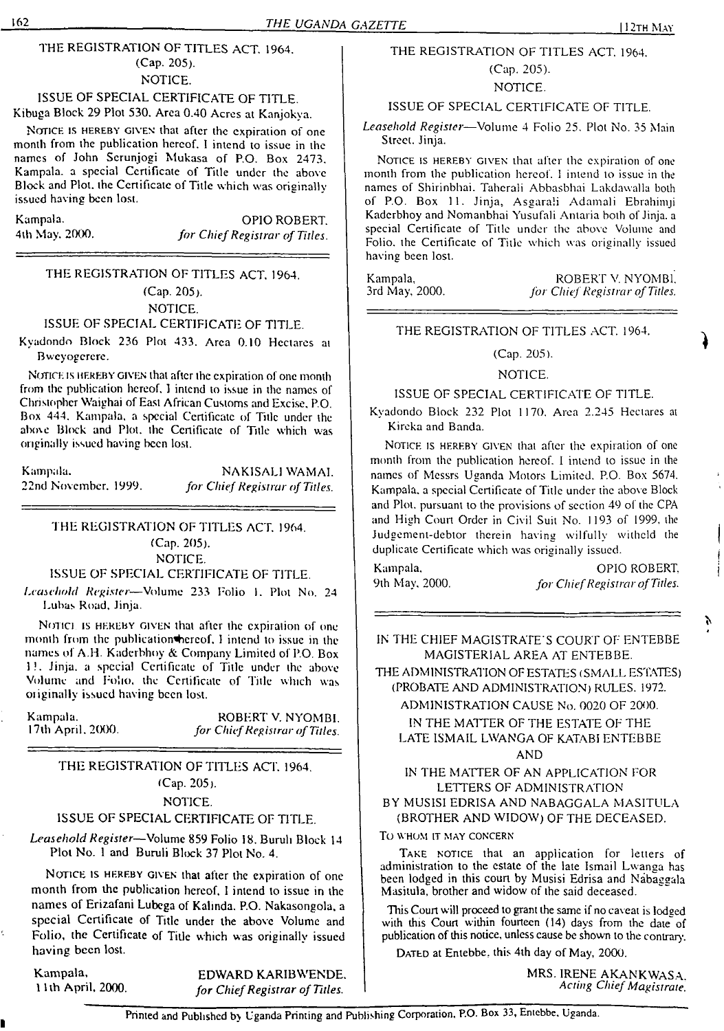THE REGISTRATION OF TITLES ACT. 1964.
(Cap. 205).
NOTICE.

ISSUE OF SPECIAL CERTIFICATE OF TITLE.

Kibuga Block 29 Plot 530. Area 0.40 Acres at Kanjokya.

NOTICE IS HEREBY GIVEN that after the expiration of one month from the publication hereof. I intend to issue in the names of John Serunjogi Mukasa of P.O. Box 2473. Kampala. a special Certificate of Title under the above Block and Plot. the Certificate of Title which was originally issued having been lost.

Kampala. OPIO ROBERT.
4th May, 2000. *for Chief Registrar of Titles.*

---

THE REGISTRATION OF TITLES ACT. 1964.
(Cap. 205).
NOTICE.

ISSUE OF SPECIAL CERTIFICATE OF TITLE.

Kyadondo Block 236 Plot 433. Area 0.10 Hectares at Bweyogerere.

NOTICE IS HEREBY GIVEN that after the expiration of one month from the publication hereof, I intend to issue in the names of Christopher Waighai of East African Customs and Excise, P.O. Box 444. Kampala, a special Certificate of Title under the above Block and Plot. the Certificate of Title which was originally issued having been lost.

Kampala. NAKISALI WAMAI.
22nd November. 1999. *for Chief Registrar of Titles.*

---

THE REGISTRATION OF TITLES ACT. 1964.
(Cap. 205).
NOTICE.

ISSUE OF SPECIAL CERTIFICATE OF TITLE.

*Leasehold Register*—Volume 233 Folio 1. Plot No. 24 Lubas Road, Jinja.

NOTICE IS HEREBY GIVEN that after the expiration of one month from the publication hereof. I intend to issue in the names of A.H. Kaderbhoy & Company Limited of P.O. Box 11. Jinja. a special Certificate of Title under the above Volume and Folio, the Certificate of Title which was originally issued having been lost.

Kampala. ROBERT V. NYOMBI.
17th April, 2000. *for Chief Registrar of Titles.*

---

THE REGISTRATION OF TITLES ACT. 1964.
(Cap. 205).
NOTICE.

ISSUE OF SPECIAL CERTIFICATE OF TITLE.

*Leasehold Register*—Volume 859 Folio 18. Buruli Block 14 Plot No. 1 and Buruli Block 37 Plot No. 4.

NOTICE IS HEREBY GIVEN that after the expiration of one month from the publication hereof, I intend to issue in the names of Erizafani Lubega of Kalinda. P.O. Nakasongola, a special Certificate of Title under the above Volume and Folio, the Certificate of Title which was originally issued having been lost.

Kampala, EDWARD KARIBWENDE.
11th April, 2000. *for Chief Registrar of Titles.*

---

THE REGISTRATION OF TITLES ACT. 1964.
(Cap. 205).
NOTICE.

ISSUE OF SPECIAL CERTIFICATE OF TITLE.

*Leasehold Register*—Volume 4 Folio 25. Plot No. 35 Main Street. Jinja.

NOTICE IS HEREBY GIVEN that after the expiration of one month from the publication hereof. I intend to issue in the names of Shirinbhai. Taherali Abbasbhai Lakdawalla both of P.O. Box 11. Jinja, Asgarali Adamali Ebrahimji Kaderbhoy and Nomanbhai Yusufali Antaria both of Jinja. a special Certificate of Title under the above Volume and Folio. the Certificate of Title which was originally issued having been lost.

Kampala, ROBERT V. NYOMBI.
3rd May, 2000. *for Chief Registrar of Titles.*

---

THE REGISTRATION OF TITLES ACT. 1964.
(Cap. 205).
NOTICE.

ISSUE OF SPECIAL CERTIFICATE OF TITLE.

Kyadondo Block 232 Plot 1170. Area 2.245 Hectares at Kireka and Banda.

NOTICE IS HEREBY GIVEN that after the expiration of one month from the publication hereof. I intend to issue in the names of Messrs Uganda Motors Limited. P.O. Box 5674. Kampala, a special Certificate of Title under the above Block and Plot, pursuant to the provisions of section 49 of the CPA and High Court Order in Civil Suit No. 1193 of 1999, the Judgement-debtor therein having wilfully witheld the duplicate Certificate which was originally issued.

Kampala, OPIO ROBERT.
9th May, 2000. *for Chief Registrar of Titles.*

---

IN THE CHIEF MAGISTRATE'S COURT OF ENTEBBE MAGISTERIAL AREA AT ENTEBBE.

THE ADMINISTRATION OF ESTATES (SMALL ESTATES) (PROBATE AND ADMINISTRATION) RULES. 1972.

ADMINISTRATION CAUSE No. 0020 OF 2000.

IN THE MATTER OF THE ESTATE OF THE LATE ISMAIL LWANGA OF KATABI ENTEBBE

AND

IN THE MATTER OF AN APPLICATION FOR LETTERS OF ADMINISTRATION BY MUSISI EDRISA AND NABAGGALA MASITULA (BROTHER AND WIDOW) OF THE DECEASED.

TO WHOM IT MAY CONCERN

TAKE NOTICE that an application for letters of administration to the estate of the late Ismail Lwanga has been lodged in this court by Musisi Edrisa and Nabaggala Masitula, brother and widow of the said deceased.

This Court will proceed to grant the same if no caveat is lodged with this Court within fourteen (14) days from the date of publication of this notice, unless cause be shown to the contrary.

DATED at Entebbe, this 4th day of May, 2000.

MRS. IRENE AKANKWASA.
*Acting Chief Magistrate.*

Printed and Published by Uganda Printing and Publishing Corporation, P.O. Box 33, Entebbe, Uganda.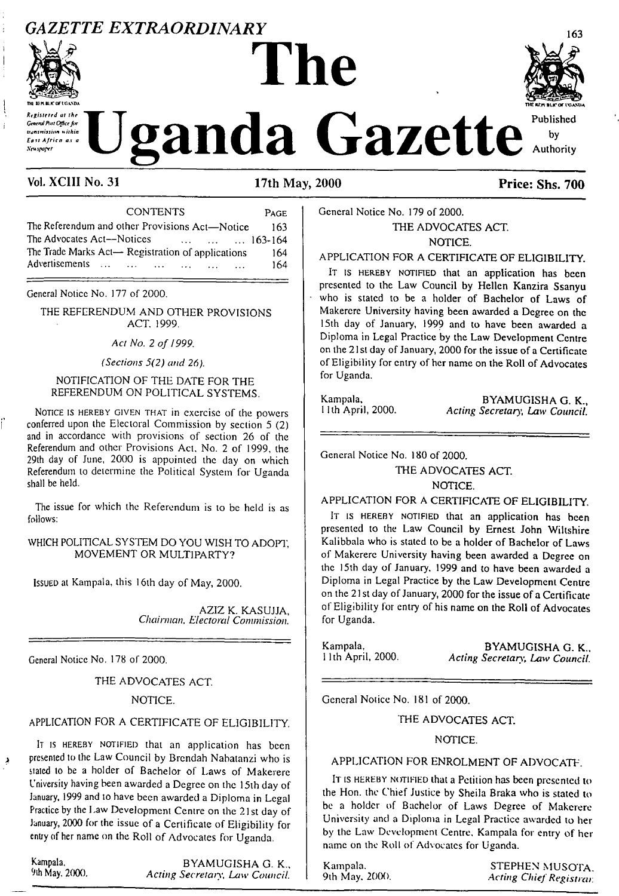# GAZETTE EXTRAORDINARY

Registered at the General Post Office for transmission within East Africa as a Newspaper

# The Uganda Gazette

Published by Authority

**Vol. XCIII No. 31** — **17th May, 2000** — **Price: Shs. 700**

CONTENTS

| | PAGE |
|---|---|
| The Referendum and other Provisions Act—Notice | 163 |
| The Advocates Act—Notices ... ... ... ... | 163-164 |
| The Trade Marks Act— Registration of applications | 164 |
| Advertisements ... ... ... ... ... ... ... | 164 |

General Notice No. 177 of 2000.

THE REFERENDUM AND OTHER PROVISIONS ACT, 1999.

*Act No. 2 of 1999.*

*(Sections 5(2) and 26).*

NOTIFICATION OF THE DATE FOR THE REFERENDUM ON POLITICAL SYSTEMS.

NOTICE IS HEREBY GIVEN THAT in exercise of the powers conferred upon the Electoral Commission by section 5 (2) and in accordance with provisions of section 26 of the Referendum and other Provisions Act, No. 2 of 1999, the 29th day of June, 2000 is appointed the day on which Referendum to determine the Political System for Uganda shall be held.

The issue for which the Referendum is to be held is as follows:

WHICH POLITICAL SYSTEM DO YOU WISH TO ADOPT, MOVEMENT OR MULTIPARTY?

ISSUED at Kampala, this 16th day of May, 2000.

AZIZ K. KASUJJA,
*Chairman, Electoral Commission.*

General Notice No. 178 of 2000.

THE ADVOCATES ACT.

NOTICE.

APPLICATION FOR A CERTIFICATE OF ELIGIBILITY.

IT IS HEREBY NOTIFIED that an application has been presented to the Law Council by Brendah Nabatanzi who is stated to be a holder of Bachelor of Laws of Makerere University having been awarded a Degree on the 15th day of January, 1999 and to have been awarded a Diploma in Legal Practice by the Law Development Centre on the 21st day of January, 2000 for the issue of a Certificate of Eligibility for entry of her name on the Roll of Advocates for Uganda.

Kampala,
9th May, 2000.

BYAMUGISHA G. K.,
*Acting Secretary, Law Council.*

General Notice No. 179 of 2000.

THE ADVOCATES ACT.

NOTICE.

APPLICATION FOR A CERTIFICATE OF ELIGIBILITY.

IT IS HEREBY NOTIFIED that an application has been presented to the Law Council by Hellen Kanzira Ssanyu who is stated to be a holder of Bachelor of Laws of Makerere University having been awarded a Degree on the 15th day of January, 1999 and to have been awarded a Diploma in Legal Practice by the Law Development Centre on the 21st day of January, 2000 for the issue of a Certificate of Eligibility for entry of her name on the Roll of Advocates for Uganda.

Kampala,
11th April, 2000.

BYAMUGISHA G. K.,
*Acting Secretary, Law Council.*

General Notice No. 180 of 2000.

THE ADVOCATES ACT.

NOTICE.

APPLICATION FOR A CERTIFICATE OF ELIGIBILITY.

IT IS HEREBY NOTIFIED that an application has been presented to the Law Council by Ernest John Wiltshire Kalibbala who is stated to be a holder of Bachelor of Laws of Makerere University having been awarded a Degree on the 15th day of January, 1999 and to have been awarded a Diploma in Legal Practice by the Law Development Centre on the 21st day of January, 2000 for the issue of a Certificate of Eligibility for entry of his name on the Roll of Advocates for Uganda.

Kampala,
11th April, 2000.

BYAMUGISHA G. K.,
*Acting Secretary, Law Council.*

General Notice No. 181 of 2000.

THE ADVOCATES ACT.

NOTICE.

APPLICATION FOR ENROLMENT OF ADVOCATE.

IT IS HEREBY NOTIFIED that a Petition has been presented to the Hon. the Chief Justice by Sheila Braka who is stated to be a holder of Bachelor of Laws Degree of Makerere University and a Diploma in Legal Practice awarded to her by the Law Development Centre, Kampala for entry of her name on the Roll of Advocates for Uganda.

Kampala.
9th May, 2000.

STEPHEN MUSOTA,
*Acting Chief Registrar.*